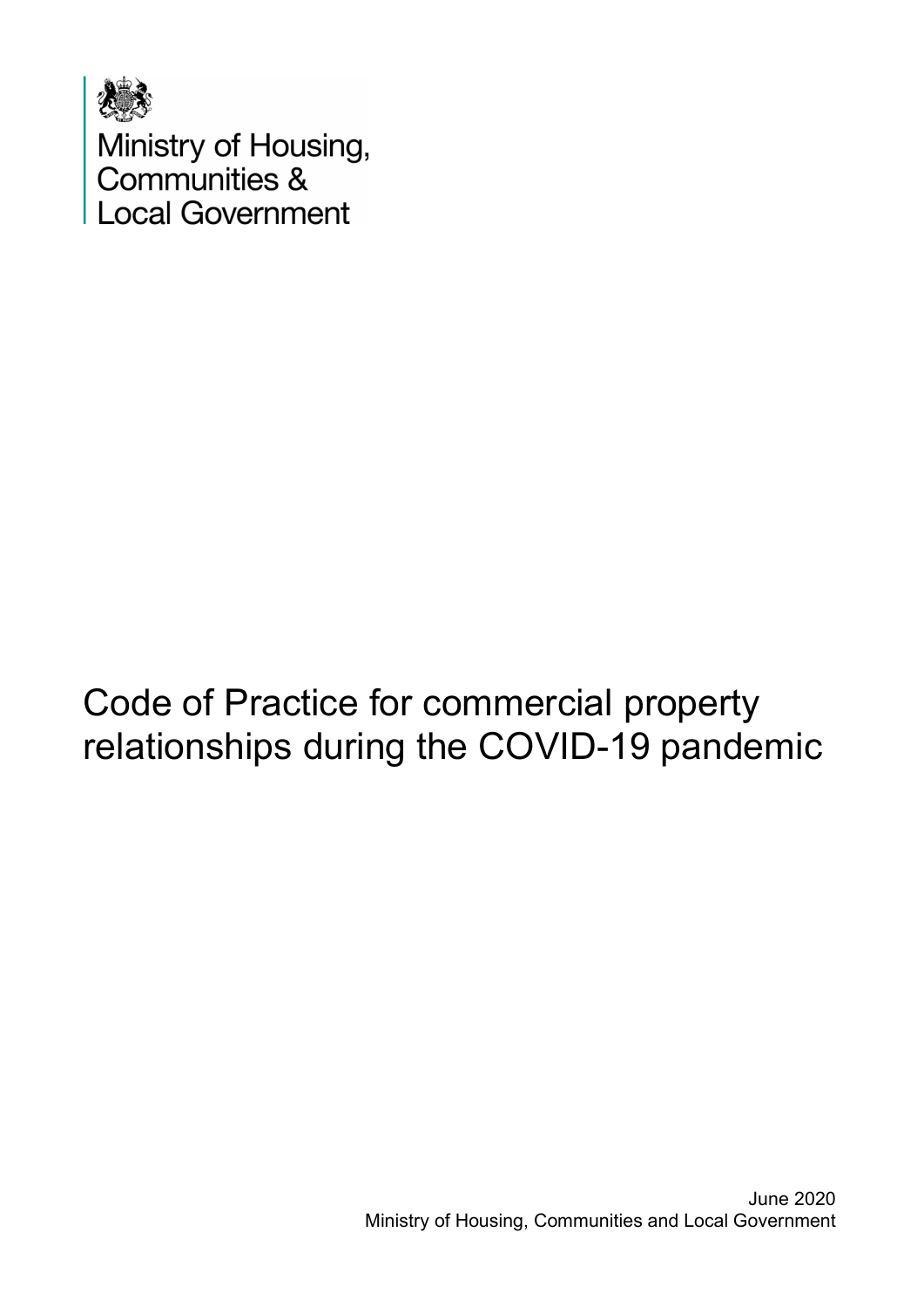Ministry of Housing,
Communities &
Local Government

# Code of Practice for commercial property relationships during the COVID-19 pandemic

June 2020
Ministry of Housing, Communities and Local Government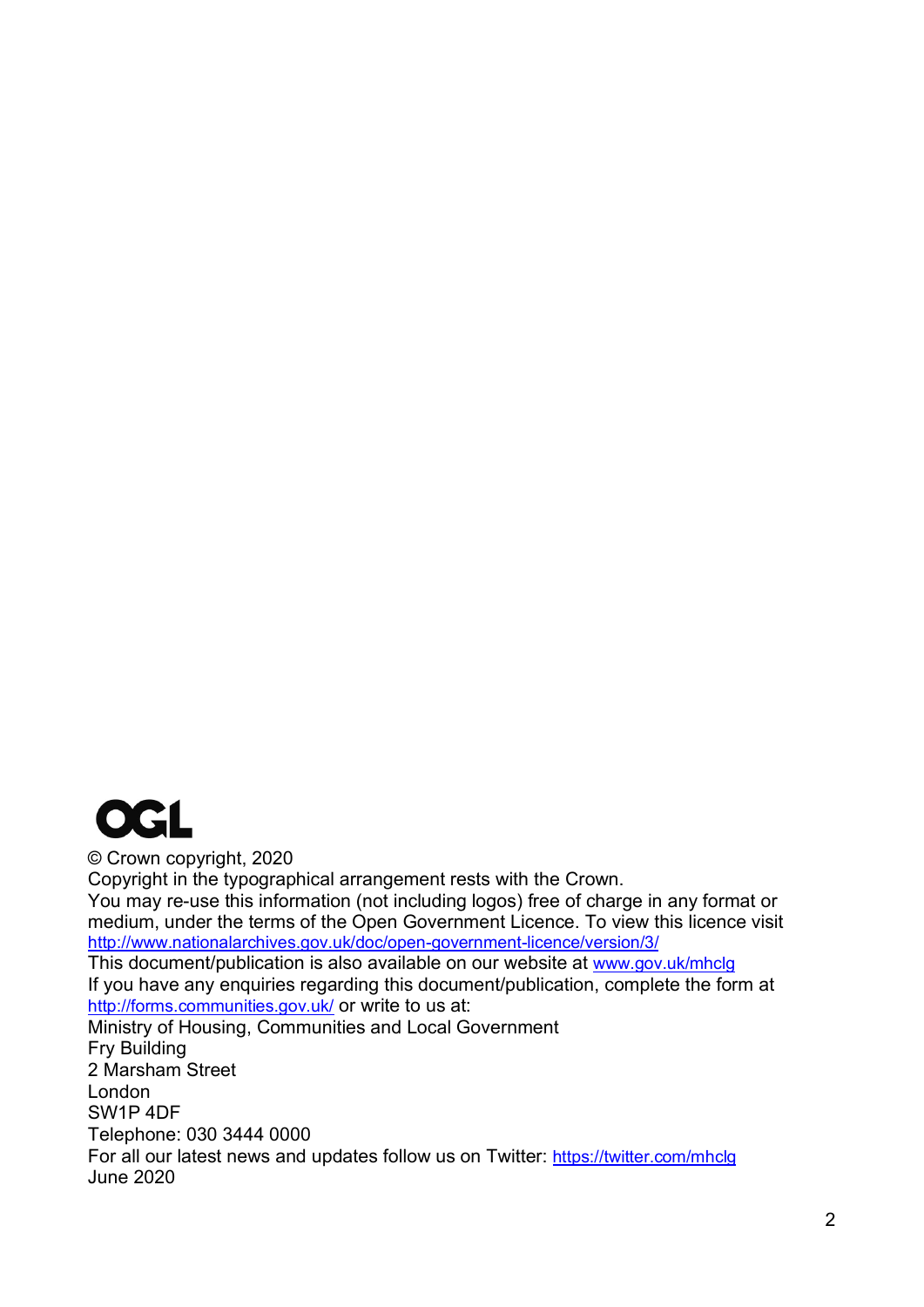© Crown copyright, 2020

Copyright in the typographical arrangement rests with the Crown.

You may re-use this information (not including logos) free of charge in any format or medium, under the terms of the Open Government Licence. To view this licence visit http://www.nationalarchives.gov.uk/doc/open-government-licence/version/3/

This document/publication is also available on our website at www.gov.uk/mhclg

If you have any enquiries regarding this document/publication, complete the form at http://forms.communities.gov.uk/ or write to us at:

Ministry of Housing, Communities and Local Government
Fry Building
2 Marsham Street
London
SW1P 4DF
Telephone: 030 3444 0000

For all our latest news and updates follow us on Twitter: https://twitter.com/mhclg

June 2020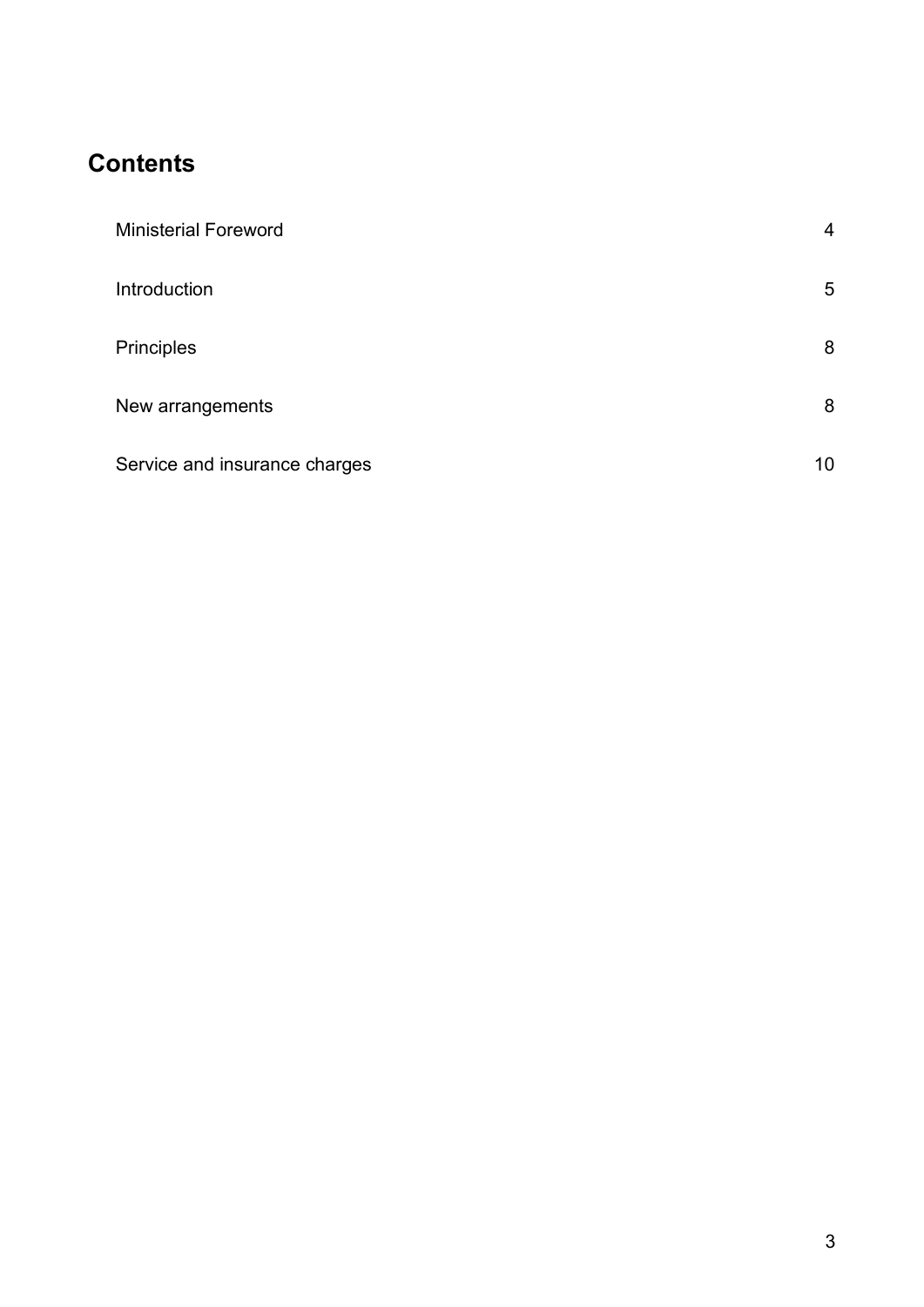## Contents

| | |
|---|---|
| Ministerial Foreword | 4 |
| Introduction | 5 |
| Principles | 8 |
| New arrangements | 8 |
| Service and insurance charges | 10 |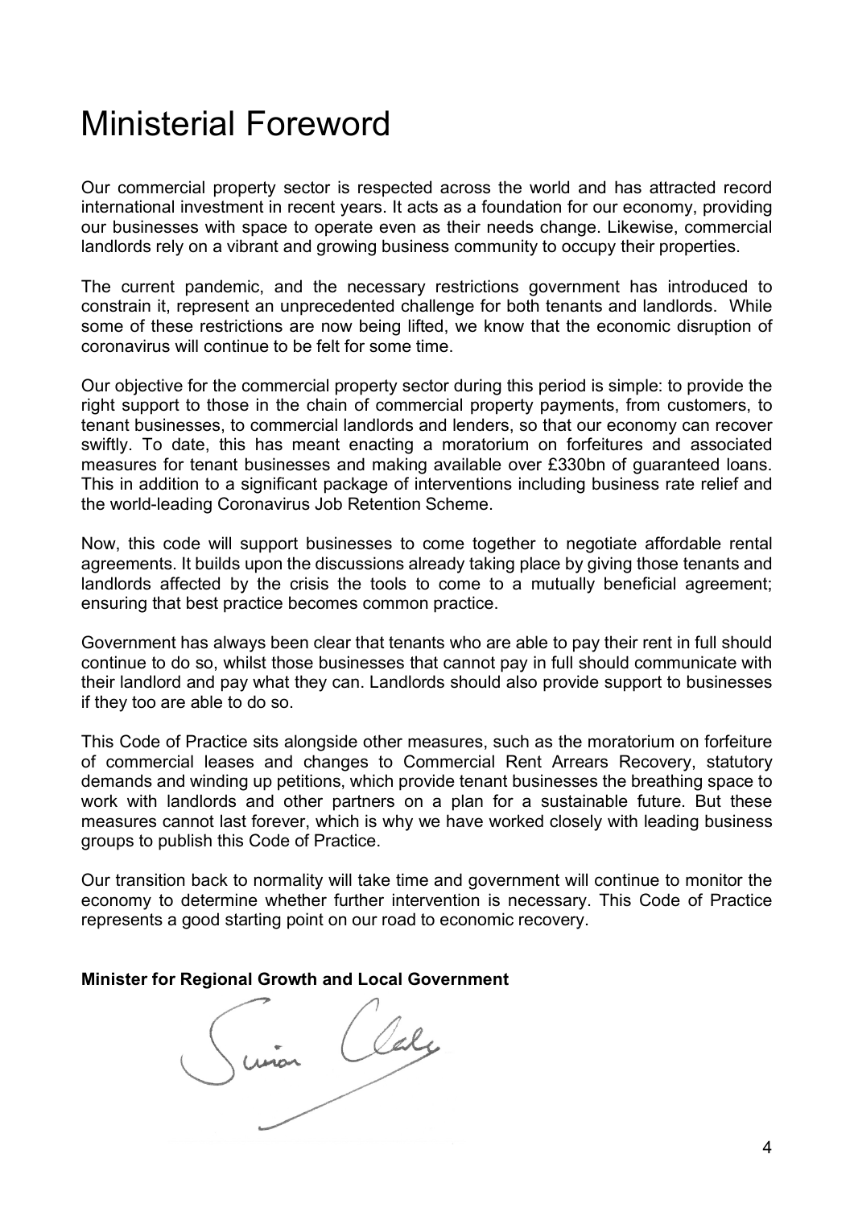# Ministerial Foreword

Our commercial property sector is respected across the world and has attracted record international investment in recent years. It acts as a foundation for our economy, providing our businesses with space to operate even as their needs change. Likewise, commercial landlords rely on a vibrant and growing business community to occupy their properties.

The current pandemic, and the necessary restrictions government has introduced to constrain it, represent an unprecedented challenge for both tenants and landlords. While some of these restrictions are now being lifted, we know that the economic disruption of coronavirus will continue to be felt for some time.

Our objective for the commercial property sector during this period is simple: to provide the right support to those in the chain of commercial property payments, from customers, to tenant businesses, to commercial landlords and lenders, so that our economy can recover swiftly. To date, this has meant enacting a moratorium on forfeitures and associated measures for tenant businesses and making available over £330bn of guaranteed loans. This in addition to a significant package of interventions including business rate relief and the world-leading Coronavirus Job Retention Scheme.

Now, this code will support businesses to come together to negotiate affordable rental agreements. It builds upon the discussions already taking place by giving those tenants and landlords affected by the crisis the tools to come to a mutually beneficial agreement; ensuring that best practice becomes common practice.

Government has always been clear that tenants who are able to pay their rent in full should continue to do so, whilst those businesses that cannot pay in full should communicate with their landlord and pay what they can. Landlords should also provide support to businesses if they too are able to do so.

This Code of Practice sits alongside other measures, such as the moratorium on forfeiture of commercial leases and changes to Commercial Rent Arrears Recovery, statutory demands and winding up petitions, which provide tenant businesses the breathing space to work with landlords and other partners on a plan for a sustainable future. But these measures cannot last forever, which is why we have worked closely with leading business groups to publish this Code of Practice.

Our transition back to normality will take time and government will continue to monitor the economy to determine whether further intervention is necessary. This Code of Practice represents a good starting point on our road to economic recovery.

**Minister for Regional Growth and Local Government**

Simon Clarke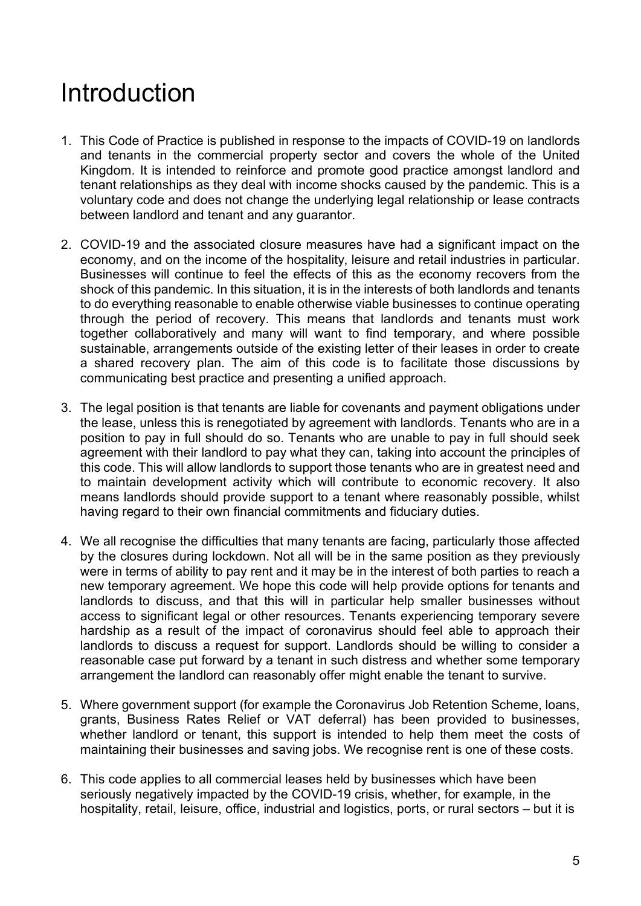# Introduction

1. This Code of Practice is published in response to the impacts of COVID-19 on landlords and tenants in the commercial property sector and covers the whole of the United Kingdom. It is intended to reinforce and promote good practice amongst landlord and tenant relationships as they deal with income shocks caused by the pandemic. This is a voluntary code and does not change the underlying legal relationship or lease contracts between landlord and tenant and any guarantor.

2. COVID-19 and the associated closure measures have had a significant impact on the economy, and on the income of the hospitality, leisure and retail industries in particular. Businesses will continue to feel the effects of this as the economy recovers from the shock of this pandemic. In this situation, it is in the interests of both landlords and tenants to do everything reasonable to enable otherwise viable businesses to continue operating through the period of recovery. This means that landlords and tenants must work together collaboratively and many will want to find temporary, and where possible sustainable, arrangements outside of the existing letter of their leases in order to create a shared recovery plan. The aim of this code is to facilitate those discussions by communicating best practice and presenting a unified approach.

3. The legal position is that tenants are liable for covenants and payment obligations under the lease, unless this is renegotiated by agreement with landlords. Tenants who are in a position to pay in full should do so. Tenants who are unable to pay in full should seek agreement with their landlord to pay what they can, taking into account the principles of this code. This will allow landlords to support those tenants who are in greatest need and to maintain development activity which will contribute to economic recovery. It also means landlords should provide support to a tenant where reasonably possible, whilst having regard to their own financial commitments and fiduciary duties.

4. We all recognise the difficulties that many tenants are facing, particularly those affected by the closures during lockdown. Not all will be in the same position as they previously were in terms of ability to pay rent and it may be in the interest of both parties to reach a new temporary agreement. We hope this code will help provide options for tenants and landlords to discuss, and that this will in particular help smaller businesses without access to significant legal or other resources. Tenants experiencing temporary severe hardship as a result of the impact of coronavirus should feel able to approach their landlords to discuss a request for support. Landlords should be willing to consider a reasonable case put forward by a tenant in such distress and whether some temporary arrangement the landlord can reasonably offer might enable the tenant to survive.

5. Where government support (for example the Coronavirus Job Retention Scheme, loans, grants, Business Rates Relief or VAT deferral) has been provided to businesses, whether landlord or tenant, this support is intended to help them meet the costs of maintaining their businesses and saving jobs. We recognise rent is one of these costs.

6. This code applies to all commercial leases held by businesses which have been seriously negatively impacted by the COVID-19 crisis, whether, for example, in the hospitality, retail, leisure, office, industrial and logistics, ports, or rural sectors – but it is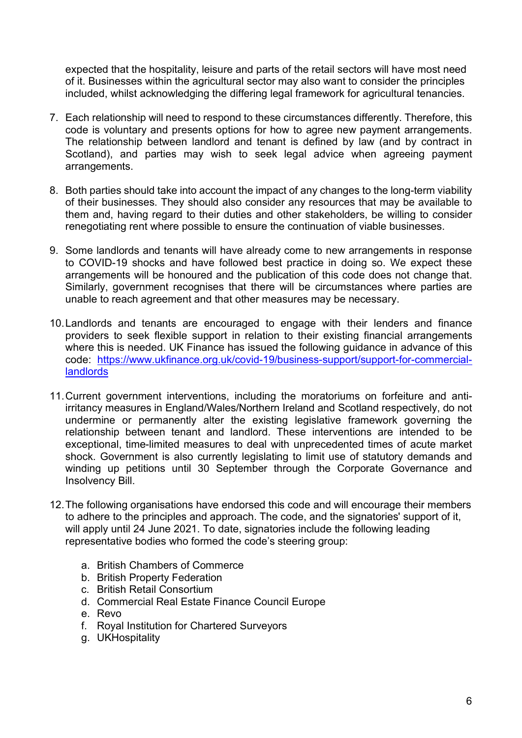expected that the hospitality, leisure and parts of the retail sectors will have most need of it. Businesses within the agricultural sector may also want to consider the principles included, whilst acknowledging the differing legal framework for agricultural tenancies.

7. Each relationship will need to respond to these circumstances differently. Therefore, this code is voluntary and presents options for how to agree new payment arrangements. The relationship between landlord and tenant is defined by law (and by contract in Scotland), and parties may wish to seek legal advice when agreeing payment arrangements.

8. Both parties should take into account the impact of any changes to the long-term viability of their businesses. They should also consider any resources that may be available to them and, having regard to their duties and other stakeholders, be willing to consider renegotiating rent where possible to ensure the continuation of viable businesses.

9. Some landlords and tenants will have already come to new arrangements in response to COVID-19 shocks and have followed best practice in doing so. We expect these arrangements will be honoured and the publication of this code does not change that. Similarly, government recognises that there will be circumstances where parties are unable to reach agreement and that other measures may be necessary.

10. Landlords and tenants are encouraged to engage with their lenders and finance providers to seek flexible support in relation to their existing financial arrangements where this is needed. UK Finance has issued the following guidance in advance of this code: [https://www.ukfinance.org.uk/covid-19/business-support/support-for-commercial-landlords](https://www.ukfinance.org.uk/covid-19/business-support/support-for-commercial-landlords)

11. Current government interventions, including the moratoriums on forfeiture and anti-irritancy measures in England/Wales/Northern Ireland and Scotland respectively, do not undermine or permanently alter the existing legislative framework governing the relationship between tenant and landlord. These interventions are intended to be exceptional, time-limited measures to deal with unprecedented times of acute market shock. Government is also currently legislating to limit use of statutory demands and winding up petitions until 30 September through the Corporate Governance and Insolvency Bill.

12. The following organisations have endorsed this code and will encourage their members to adhere to the principles and approach. The code, and the signatories' support of it, will apply until 24 June 2021. To date, signatories include the following leading representative bodies who formed the code's steering group:

    a. British Chambers of Commerce
    b. British Property Federation
    c. British Retail Consortium
    d. Commercial Real Estate Finance Council Europe
    e. Revo
    f. Royal Institution for Chartered Surveyors
    g. UKHospitality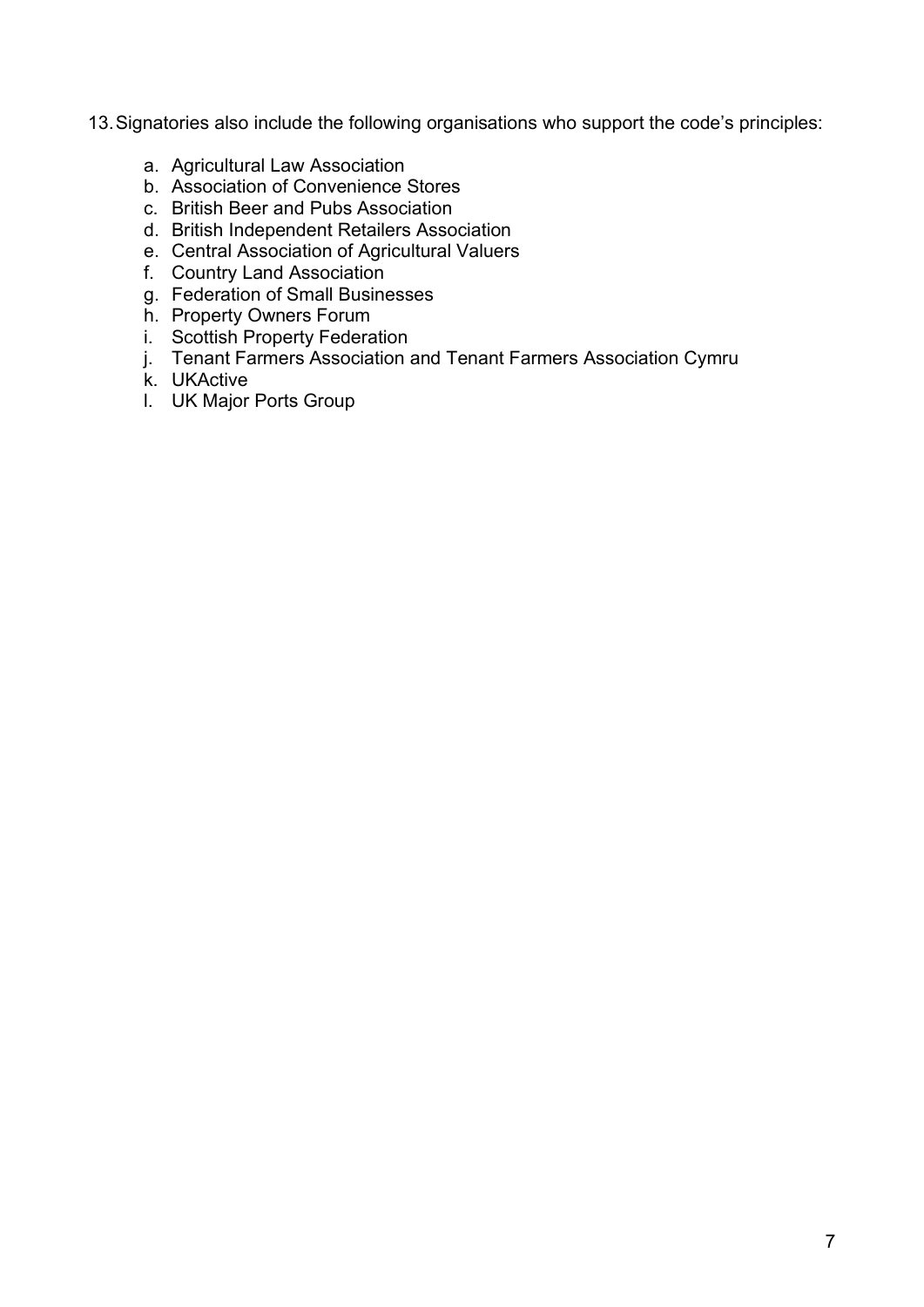13. Signatories also include the following organisations who support the code's principles:

    a. Agricultural Law Association
    b. Association of Convenience Stores
    c. British Beer and Pubs Association
    d. British Independent Retailers Association
    e. Central Association of Agricultural Valuers
    f. Country Land Association
    g. Federation of Small Businesses
    h. Property Owners Forum
    i. Scottish Property Federation
    j. Tenant Farmers Association and Tenant Farmers Association Cymru
    k. UKActive
    l. UK Major Ports Group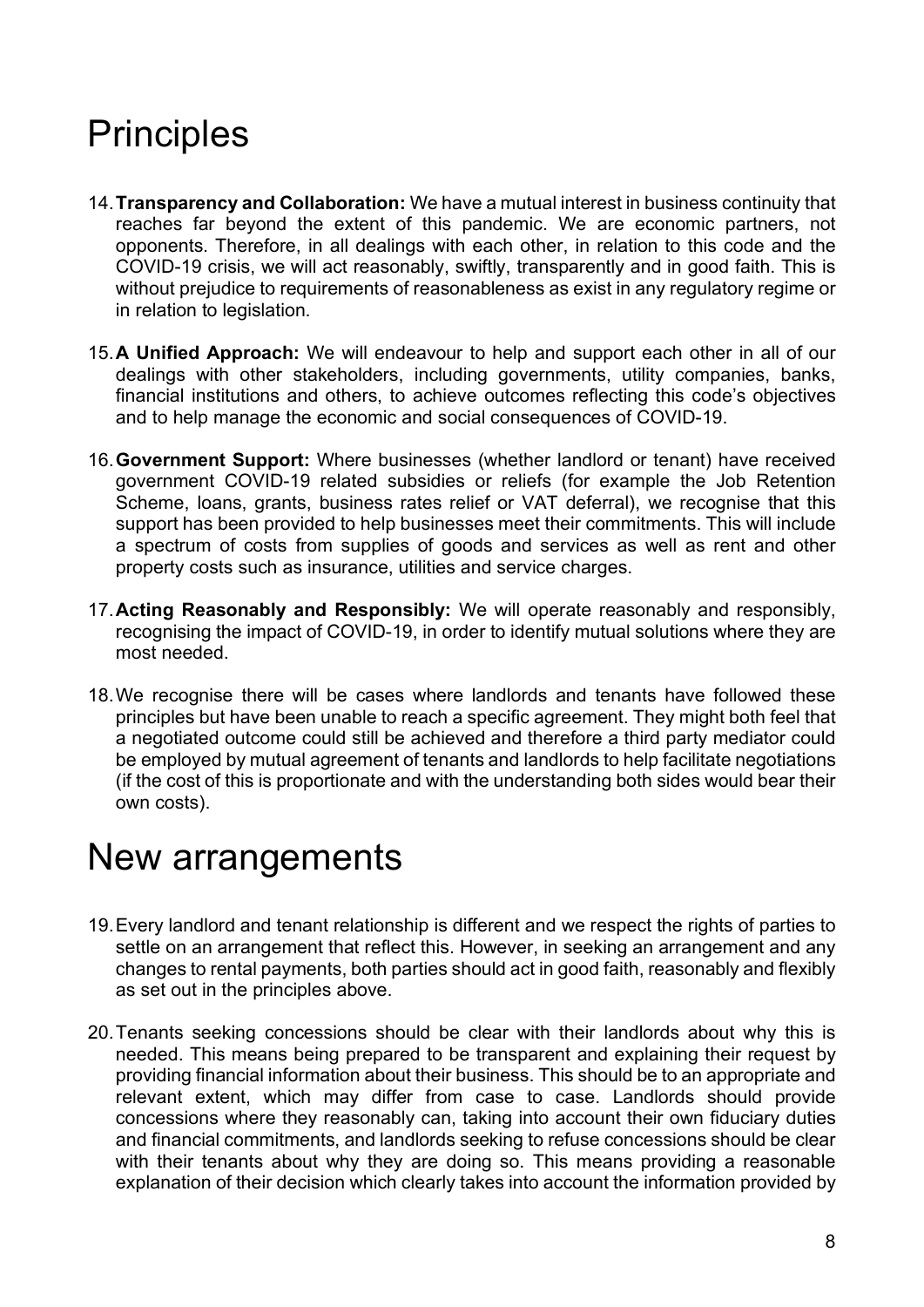# Principles

14. **Transparency and Collaboration:** We have a mutual interest in business continuity that reaches far beyond the extent of this pandemic. We are economic partners, not opponents. Therefore, in all dealings with each other, in relation to this code and the COVID-19 crisis, we will act reasonably, swiftly, transparently and in good faith. This is without prejudice to requirements of reasonableness as exist in any regulatory regime or in relation to legislation.

15. **A Unified Approach:** We will endeavour to help and support each other in all of our dealings with other stakeholders, including governments, utility companies, banks, financial institutions and others, to achieve outcomes reflecting this code's objectives and to help manage the economic and social consequences of COVID-19.

16. **Government Support:** Where businesses (whether landlord or tenant) have received government COVID-19 related subsidies or reliefs (for example the Job Retention Scheme, loans, grants, business rates relief or VAT deferral), we recognise that this support has been provided to help businesses meet their commitments. This will include a spectrum of costs from supplies of goods and services as well as rent and other property costs such as insurance, utilities and service charges.

17. **Acting Reasonably and Responsibly:** We will operate reasonably and responsibly, recognising the impact of COVID-19, in order to identify mutual solutions where they are most needed.

18. We recognise there will be cases where landlords and tenants have followed these principles but have been unable to reach a specific agreement. They might both feel that a negotiated outcome could still be achieved and therefore a third party mediator could be employed by mutual agreement of tenants and landlords to help facilitate negotiations (if the cost of this is proportionate and with the understanding both sides would bear their own costs).

# New arrangements

19. Every landlord and tenant relationship is different and we respect the rights of parties to settle on an arrangement that reflect this. However, in seeking an arrangement and any changes to rental payments, both parties should act in good faith, reasonably and flexibly as set out in the principles above.

20. Tenants seeking concessions should be clear with their landlords about why this is needed. This means being prepared to be transparent and explaining their request by providing financial information about their business. This should be to an appropriate and relevant extent, which may differ from case to case. Landlords should provide concessions where they reasonably can, taking into account their own fiduciary duties and financial commitments, and landlords seeking to refuse concessions should be clear with their tenants about why they are doing so. This means providing a reasonable explanation of their decision which clearly takes into account the information provided by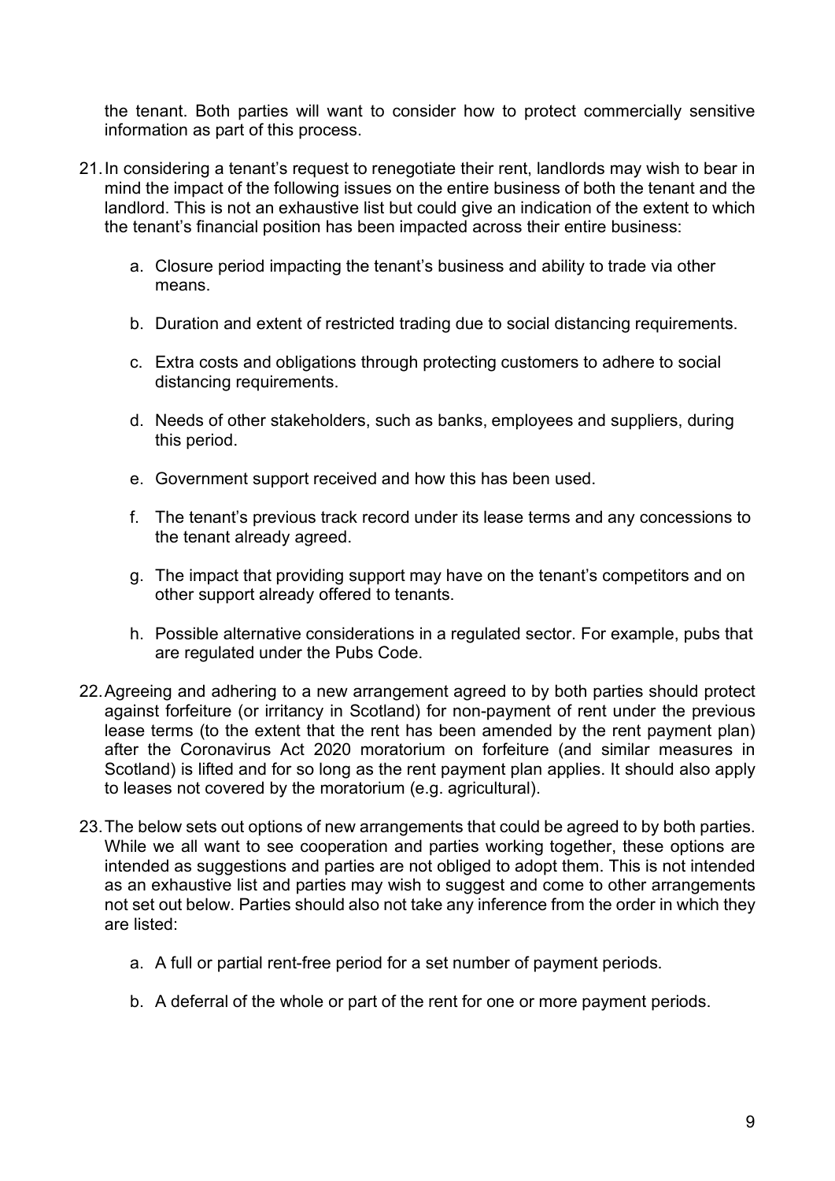the tenant. Both parties will want to consider how to protect commercially sensitive information as part of this process.

21. In considering a tenant's request to renegotiate their rent, landlords may wish to bear in mind the impact of the following issues on the entire business of both the tenant and the landlord. This is not an exhaustive list but could give an indication of the extent to which the tenant's financial position has been impacted across their entire business:

    a. Closure period impacting the tenant's business and ability to trade via other means.

    b. Duration and extent of restricted trading due to social distancing requirements.

    c. Extra costs and obligations through protecting customers to adhere to social distancing requirements.

    d. Needs of other stakeholders, such as banks, employees and suppliers, during this period.

    e. Government support received and how this has been used.

    f. The tenant's previous track record under its lease terms and any concessions to the tenant already agreed.

    g. The impact that providing support may have on the tenant's competitors and on other support already offered to tenants.

    h. Possible alternative considerations in a regulated sector. For example, pubs that are regulated under the Pubs Code.

22. Agreeing and adhering to a new arrangement agreed to by both parties should protect against forfeiture (or irritancy in Scotland) for non-payment of rent under the previous lease terms (to the extent that the rent has been amended by the rent payment plan) after the Coronavirus Act 2020 moratorium on forfeiture (and similar measures in Scotland) is lifted and for so long as the rent payment plan applies. It should also apply to leases not covered by the moratorium (e.g. agricultural).

23. The below sets out options of new arrangements that could be agreed to by both parties. While we all want to see cooperation and parties working together, these options are intended as suggestions and parties are not obliged to adopt them. This is not intended as an exhaustive list and parties may wish to suggest and come to other arrangements not set out below. Parties should also not take any inference from the order in which they are listed:

    a. A full or partial rent-free period for a set number of payment periods.

    b. A deferral of the whole or part of the rent for one or more payment periods.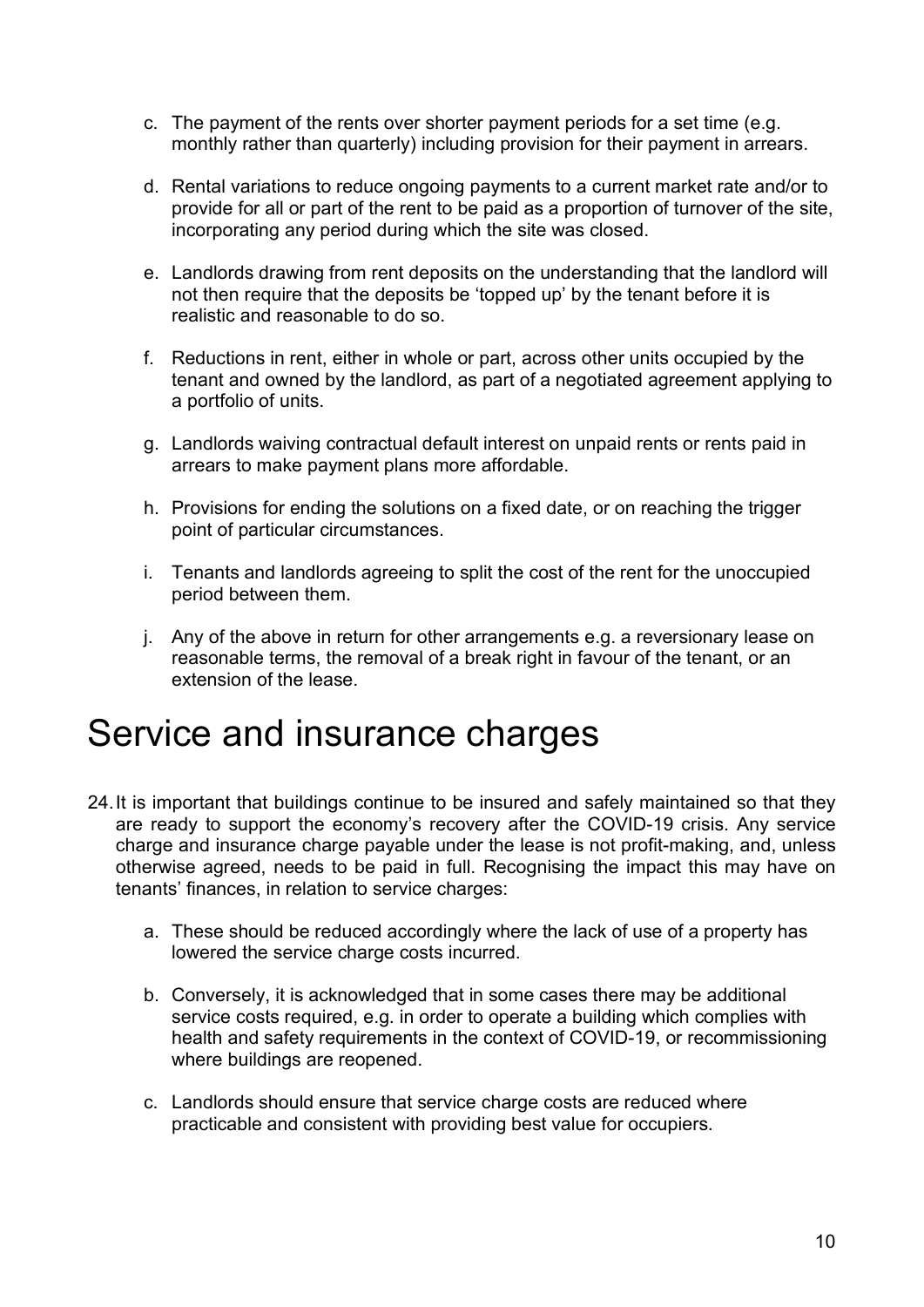c. The payment of the rents over shorter payment periods for a set time (e.g. monthly rather than quarterly) including provision for their payment in arrears.

d. Rental variations to reduce ongoing payments to a current market rate and/or to provide for all or part of the rent to be paid as a proportion of turnover of the site, incorporating any period during which the site was closed.

e. Landlords drawing from rent deposits on the understanding that the landlord will not then require that the deposits be 'topped up' by the tenant before it is realistic and reasonable to do so.

f. Reductions in rent, either in whole or part, across other units occupied by the tenant and owned by the landlord, as part of a negotiated agreement applying to a portfolio of units.

g. Landlords waiving contractual default interest on unpaid rents or rents paid in arrears to make payment plans more affordable.

h. Provisions for ending the solutions on a fixed date, or on reaching the trigger point of particular circumstances.

i. Tenants and landlords agreeing to split the cost of the rent for the unoccupied period between them.

j. Any of the above in return for other arrangements e.g. a reversionary lease on reasonable terms, the removal of a break right in favour of the tenant, or an extension of the lease.

# Service and insurance charges

24. It is important that buildings continue to be insured and safely maintained so that they are ready to support the economy's recovery after the COVID-19 crisis. Any service charge and insurance charge payable under the lease is not profit-making, and, unless otherwise agreed, needs to be paid in full. Recognising the impact this may have on tenants' finances, in relation to service charges:

    a. These should be reduced accordingly where the lack of use of a property has lowered the service charge costs incurred.

    b. Conversely, it is acknowledged that in some cases there may be additional service costs required, e.g. in order to operate a building which complies with health and safety requirements in the context of COVID-19, or recommissioning where buildings are reopened.

    c. Landlords should ensure that service charge costs are reduced where practicable and consistent with providing best value for occupiers.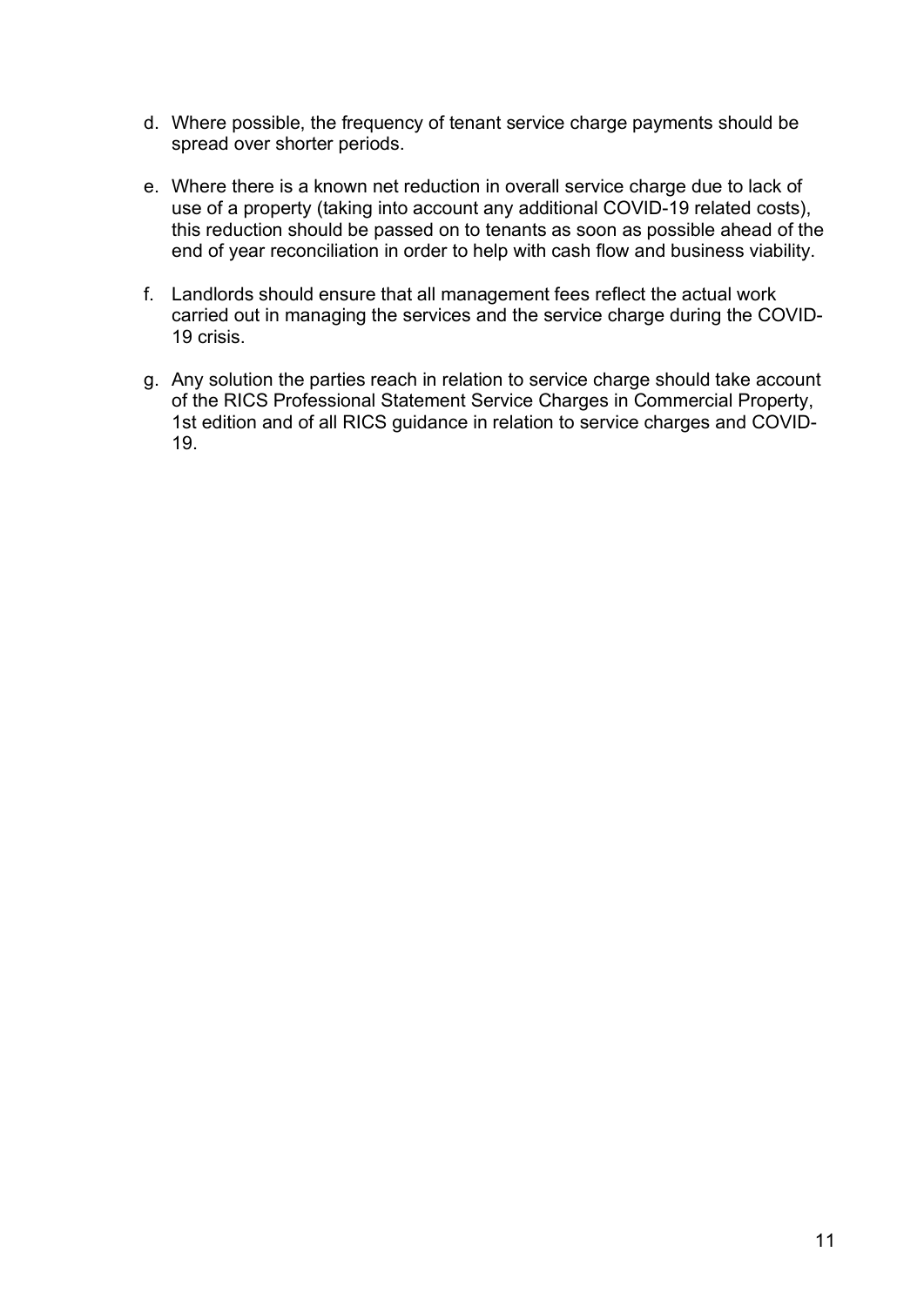d. Where possible, the frequency of tenant service charge payments should be spread over shorter periods.

e. Where there is a known net reduction in overall service charge due to lack of use of a property (taking into account any additional COVID-19 related costs), this reduction should be passed on to tenants as soon as possible ahead of the end of year reconciliation in order to help with cash flow and business viability.

f. Landlords should ensure that all management fees reflect the actual work carried out in managing the services and the service charge during the COVID-19 crisis.

g. Any solution the parties reach in relation to service charge should take account of the RICS Professional Statement Service Charges in Commercial Property, 1st edition and of all RICS guidance in relation to service charges and COVID-19.